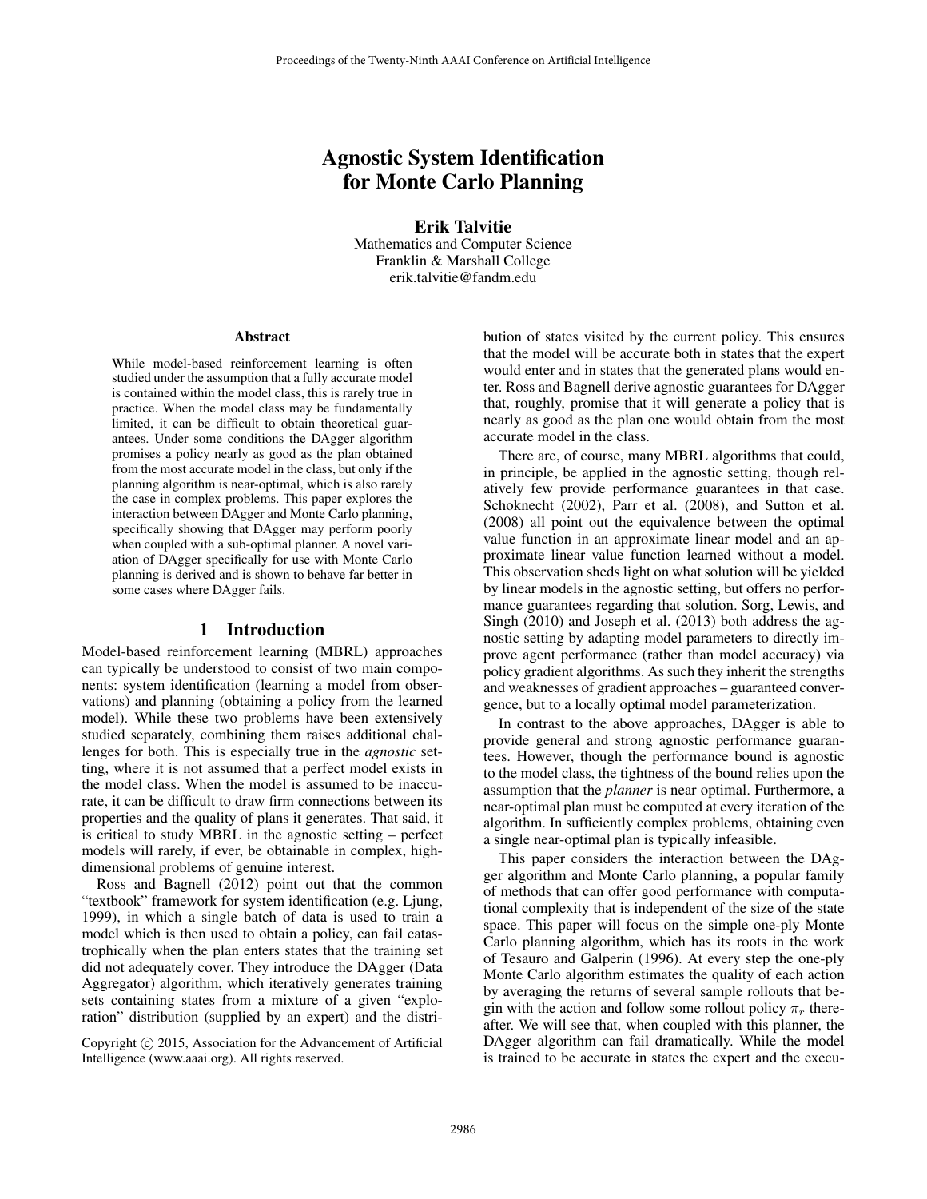# Agnostic System Identification for Monte Carlo Planning

**Erik Talvitie**
Mathematics and Computer Science
Franklin & Marshall College
erik.talvitie@fandm.edu

## Abstract

While model-based reinforcement learning is often studied under the assumption that a fully accurate model is contained within the model class, this is rarely true in practice. When the model class may be fundamentally limited, it can be difficult to obtain theoretical guarantees. Under some conditions the DAgger algorithm promises a policy nearly as good as the plan obtained from the most accurate model in the class, but only if the planning algorithm is near-optimal, which is also rarely the case in complex problems. This paper explores the interaction between DAgger and Monte Carlo planning, specifically showing that DAgger may perform poorly when coupled with a sub-optimal planner. A novel variation of DAgger specifically for use with Monte Carlo planning is derived and is shown to behave far better in some cases where DAgger fails.

## 1 Introduction

Model-based reinforcement learning (MBRL) approaches can typically be understood to consist of two main components: system identification (learning a model from observations) and planning (obtaining a policy from the learned model). While these two problems have been extensively studied separately, combining them raises additional challenges for both. This is especially true in the *agnostic* setting, where it is not assumed that a perfect model exists in the model class. When the model is assumed to be inaccurate, it can be difficult to draw firm connections between its properties and the quality of plans it generates. That said, it is critical to study MBRL in the agnostic setting – perfect models will rarely, if ever, be obtainable in complex, high-dimensional problems of genuine interest.

Ross and Bagnell (2012) point out that the common "textbook" framework for system identification (e.g. Ljung, 1999), in which a single batch of data is used to train a model which is then used to obtain a policy, can fail catastrophically when the plan enters states that the training set did not adequately cover. They introduce the DAgger (Data Aggregator) algorithm, which iteratively generates training sets containing states from a mixture of a given "exploration" distribution (supplied by an expert) and the distribution of states visited by the current policy. This ensures that the model will be accurate both in states that the expert would enter and in states that the generated plans would enter. Ross and Bagnell derive agnostic guarantees for DAgger that, roughly, promise that it will generate a policy that is nearly as good as the plan one would obtain from the most accurate model in the class.

There are, of course, many MBRL algorithms that could, in principle, be applied in the agnostic setting, though relatively few provide performance guarantees in that case. Schoknecht (2002), Parr et al. (2008), and Sutton et al. (2008) all point out the equivalence between the optimal value function in an approximate linear model and an approximate linear value function learned without a model. This observation sheds light on what solution will be yielded by linear models in the agnostic setting, but offers no performance guarantees regarding that solution. Sorg, Lewis, and Singh (2010) and Joseph et al. (2013) both address the agnostic setting by adapting model parameters to directly improve agent performance (rather than model accuracy) via policy gradient algorithms. As such they inherit the strengths and weaknesses of gradient approaches – guaranteed convergence, but to a locally optimal model parameterization.

In contrast to the above approaches, DAgger is able to provide general and strong agnostic performance guarantees. However, though the performance bound is agnostic to the model class, the tightness of the bound relies upon the assumption that the *planner* is near optimal. Furthermore, a near-optimal plan must be computed at every iteration of the algorithm. In sufficiently complex problems, obtaining even a single near-optimal plan is typically infeasible.

This paper considers the interaction between the DAgger algorithm and Monte Carlo planning, a popular family of methods that can offer good performance with computational complexity that is independent of the size of the state space. This paper will focus on the simple one-ply Monte Carlo planning algorithm, which has its roots in the work of Tesauro and Galperin (1996). At every step the one-ply Monte Carlo algorithm estimates the quality of each action by averaging the returns of several sample rollouts that begin with the action and follow some rollout policy $\pi_r$ thereafter. We will see that, when coupled with this planner, the DAgger algorithm can fail dramatically. While the model is trained to be accurate in states the expert and the execu-

Copyright © 2015, Association for the Advancement of Artificial Intelligence (www.aaai.org). All rights reserved.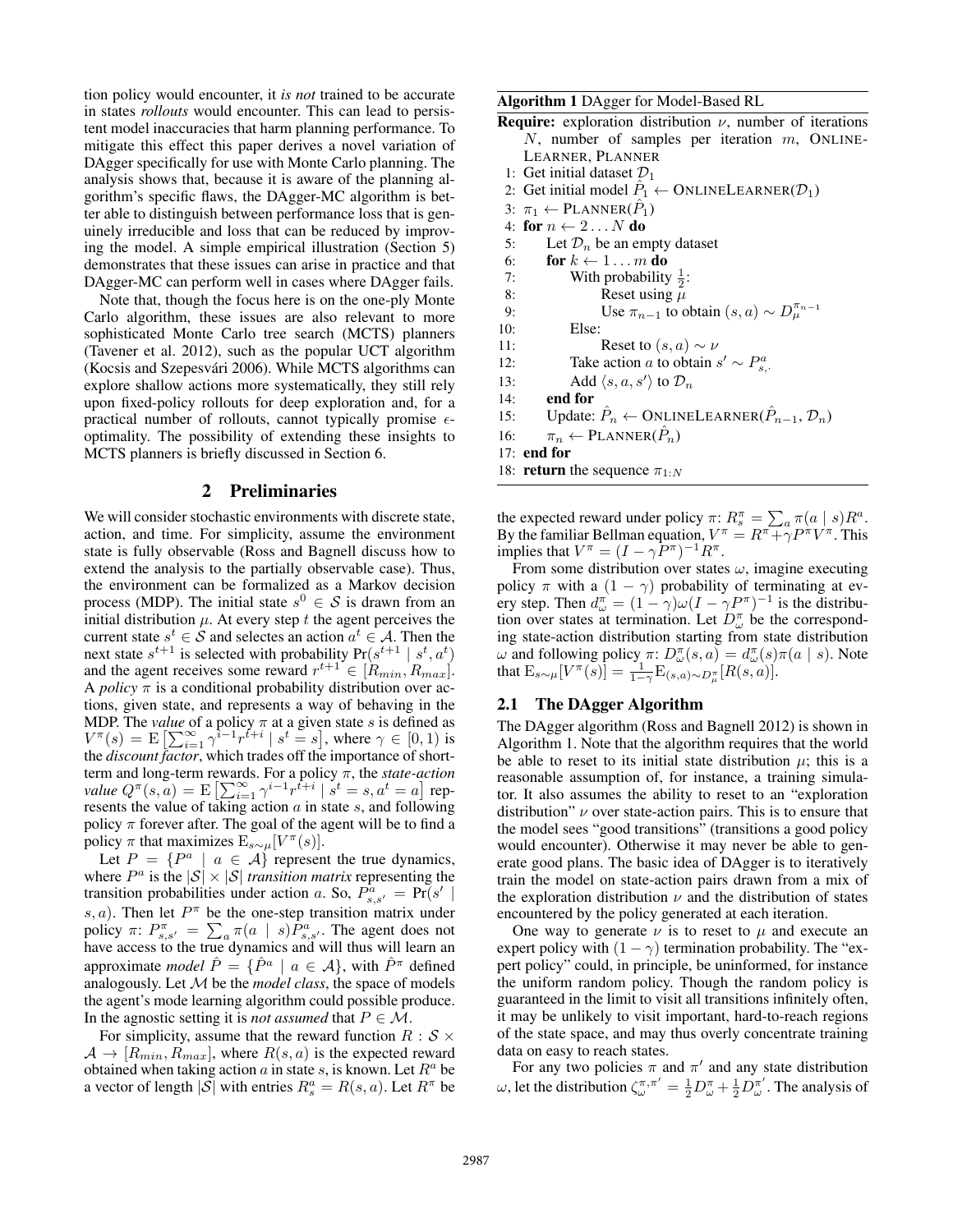tion policy would encounter, it *is not* trained to be accurate in states *rollouts* would encounter. This can lead to persistent model inaccuracies that harm planning performance. To mitigate this effect this paper derives a novel variation of DAgger specifically for use with Monte Carlo planning. The analysis shows that, because it is aware of the planning algorithm's specific flaws, the DAgger-MC algorithm is better able to distinguish between performance loss that is genuinely irreducible and loss that can be reduced by improving the model. A simple empirical illustration (Section 5) demonstrates that these issues can arise in practice and that DAgger-MC can perform well in cases where DAgger fails.

Note that, though the focus here is on the one-ply Monte Carlo algorithm, these issues are also relevant to more sophisticated Monte Carlo tree search (MCTS) planners (Tavener et al. 2012), such as the popular UCT algorithm (Kocsis and Szepesvári 2006). While MCTS algorithms can explore shallow actions more systematically, they still rely upon fixed-policy rollouts for deep exploration and, for a practical number of rollouts, cannot typically promise $\epsilon$-optimality. The possibility of extending these insights to MCTS planners is briefly discussed in Section 6.

## 2 Preliminaries

We will consider stochastic environments with discrete state, action, and time. For simplicity, assume the environment state is fully observable (Ross and Bagnell discuss how to extend the analysis to the partially observable case). Thus, the environment can be formalized as a Markov decision process (MDP). The initial state $s^0 \in \mathcal{S}$ is drawn from an initial distribution $\mu$. At every step $t$ the agent perceives the current state $s^t \in \mathcal{S}$ and selectes an action $a^t \in \mathcal{A}$. Then the next state $s^{t+1}$ is selected with probability $\Pr(s^{t+1} \mid s^t, a^t)$ and the agent receives some reward $r^{t+1} \in [R_{min}, R_{max}]$. A *policy* $\pi$ is a conditional probability distribution over actions, given state, and represents a way of behaving in the MDP. The *value* of a policy $\pi$ at a given state $s$ is defined as $V^\pi(s) = \mathrm{E}\left[\sum_{i=1}^{\infty} \gamma^{i-1} r^{t+i} \mid s^t = s\right]$, where $\gamma \in [0, 1)$ is the *discount factor*, which trades off the importance of short-term and long-term rewards. For a policy $\pi$, the *state-action value* $Q^\pi(s, a) = \mathrm{E}\left[\sum_{i=1}^{\infty} \gamma^{i-1} r^{t+i} \mid s^t = s, a^t = a\right]$ represents the value of taking action $a$ in state $s$, and following policy $\pi$ forever after. The goal of the agent will be to find a policy $\pi$ that maximizes $\mathrm{E}_{s\sim\mu}[V^\pi(s)]$.

Let $P = \{P^a \mid a \in \mathcal{A}\}$ represent the true dynamics, where $P^a$ is the $|\mathcal{S}| \times |\mathcal{S}|$ *transition matrix* representing the transition probabilities under action $a$. So, $P^a_{s,s'} = \Pr(s' \mid s, a)$. Then let $P^\pi$ be the one-step transition matrix under policy $\pi$: $P^\pi_{s,s'} = \sum_a \pi(a \mid s) P^a_{s,s'}$. The agent does not have access to the true dynamics and will thus will learn an approximate *model* $\hat{P} = \{\hat{P}^a \mid a \in \mathcal{A}\}$, with $\hat{P}^\pi$ defined analogously. Let $\mathcal{M}$ be the *model class*, the space of models the agent's mode learning algorithm could possible produce. In the agnostic setting it is *not assumed* that $P \in \mathcal{M}$.

For simplicity, assume that the reward function $R : \mathcal{S} \times \mathcal{A} \to [R_{min}, R_{max}]$, where $R(s, a)$ is the expected reward obtained when taking action $a$ in state $s$, is known. Let $R^a$ be a vector of length $|\mathcal{S}|$ with entries $R^a_s = R(s, a)$. Let $R^\pi$ be the expected reward under policy $\pi$: $R^\pi_s = \sum_a \pi(a \mid s) R^a$. By the familiar Bellman equation, $V^\pi = R^\pi + \gamma P^\pi V^\pi$. This implies that $V^\pi = (I - \gamma P^\pi)^{-1} R^\pi$.

From some distribution over states $\omega$, imagine executing policy $\pi$ with a $(1 - \gamma)$ probability of terminating at every step. Then $d^\pi_\omega = (1 - \gamma)\omega(I - \gamma P^\pi)^{-1}$ is the distribution over states at termination. Let $D^\pi_\omega$ be the corresponding state-action distribution starting from state distribution $\omega$ and following policy $\pi$: $D^\pi_\omega(s, a) = d^\pi_\omega(s)\pi(a \mid s)$. Note that $\mathrm{E}_{s\sim\mu}[V^\pi(s)] = \frac{1}{1-\gamma}\mathrm{E}_{(s,a)\sim D^\pi_\mu}[R(s, a)]$.

**Algorithm 1** DAgger for Model-Based RL

**Require:** exploration distribution $\nu$, number of iterations $N$, number of samples per iteration $m$, ONLINELEARNER, PLANNER

```
1: Get initial dataset D_1
2: Get initial model P̂_1 ← ONLINELEARNER(D_1)
3: π_1 ← PLANNER(P̂_1)
4: for n ← 2 ... N do
5:     Let D_n be an empty dataset
6:     for k ← 1 ... m do
7:         With probability 1/2:
8:             Reset using μ
9:             Use π_{n-1} to obtain (s, a) ~ D_μ^{π_{n-1}}
10:        Else:
11:            Reset to (s, a) ~ ν
12:        Take action a to obtain s' ~ P^a_{s,·}
13:        Add ⟨s, a, s'⟩ to D_n
14:    end for
15:    Update: P̂_n ← ONLINELEARNER(P̂_{n-1}, D_n)
16:    π_n ← PLANNER(P̂_n)
17: end for
18: return the sequence π_{1:N}
```

### 2.1 The DAgger Algorithm

The DAgger algorithm (Ross and Bagnell 2012) is shown in Algorithm 1. Note that the algorithm requires that the world be able to reset to its initial state distribution $\mu$; this is a reasonable assumption of, for instance, a training simulator. It also assumes the ability to reset to an "exploration distribution" $\nu$ over state-action pairs. This is to ensure that the model sees "good transitions" (transitions a good policy would encounter). Otherwise it may never be able to generate good plans. The basic idea of DAgger is to iteratively train the model on state-action pairs drawn from a mix of the exploration distribution $\nu$ and the distribution of states encountered by the policy generated at each iteration.

One way to generate $\nu$ is to reset to $\mu$ and execute an expert policy with $(1 - \gamma)$ termination probability. The "expert policy" could, in principle, be uninformed, for instance the uniform random policy. Though the random policy is guaranteed in the limit to visit all transitions infinitely often, it may be unlikely to visit important, hard-to-reach regions of the state space, and may thus overly concentrate training data on easy to reach states.

For any two policies $\pi$ and $\pi'$ and any state distribution $\omega$, let the distribution $\zeta^{\pi,\pi'}_\omega = \frac{1}{2}D^\pi_\omega + \frac{1}{2}D^{\pi'}_\omega$. The analysis of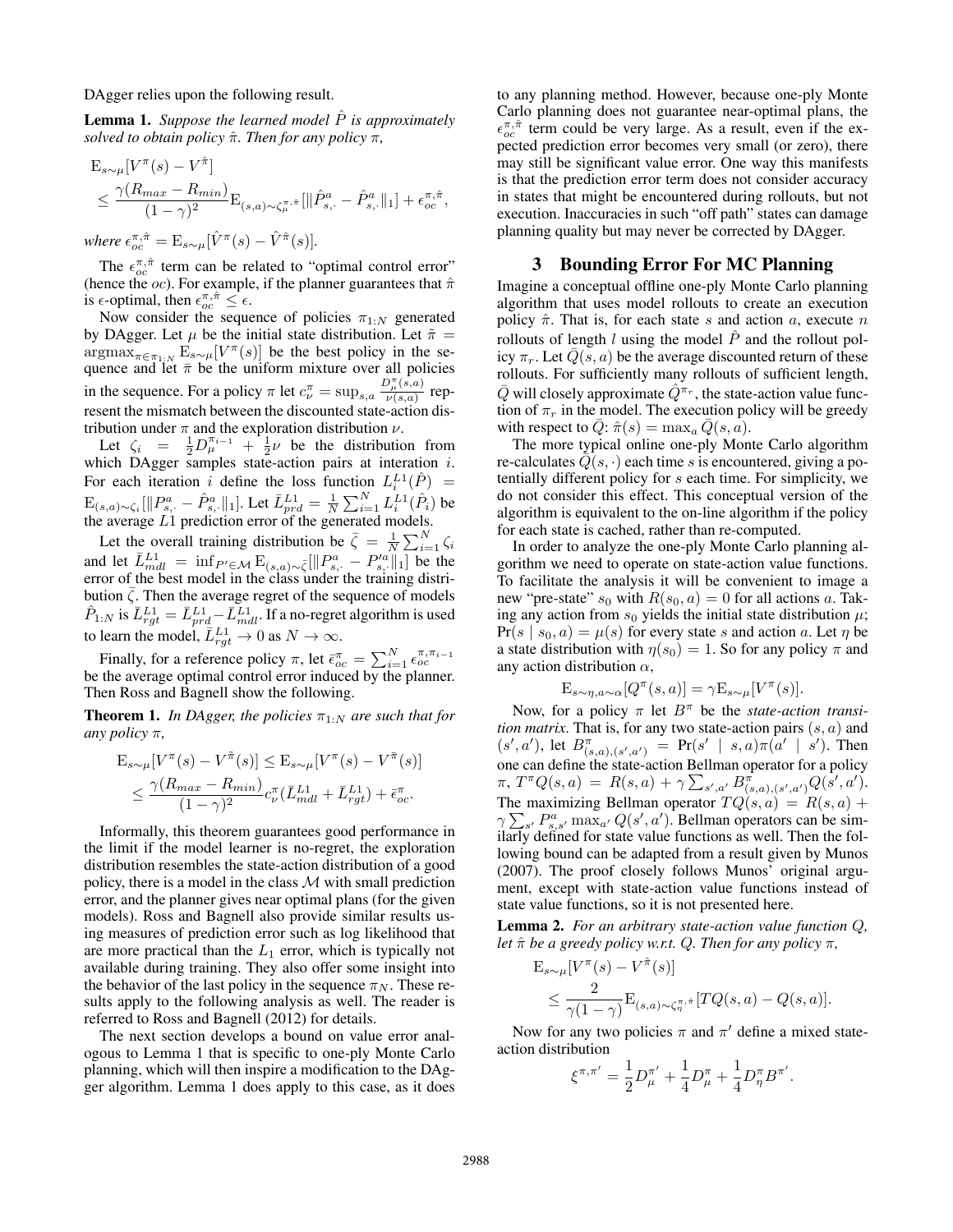DAgger relies upon the following result.

**Lemma 1.** *Suppose the learned model $\hat{P}$ is approximately solved to obtain policy $\hat{\pi}$. Then for any policy $\pi$,*

$$
\begin{aligned}
&\mathrm{E}_{s\sim\mu}[V^{\pi}(s) - V^{\hat{\pi}}] \\
&\leq \frac{\gamma(R_{max} - R_{min})}{(1-\gamma)^2}\mathrm{E}_{(s,a)\sim\zeta_{\mu}^{\pi,\hat{\pi}}}[\|\hat{P}^a_{s,\cdot} - \hat{P}^a_{s,\cdot}\|_1] + \epsilon_{oc}^{\pi,\hat{\pi}},
\end{aligned}
$$

*where* $\epsilon_{oc}^{\pi,\hat{\pi}} = \mathrm{E}_{s\sim\mu}[\hat{V}^{\pi}(s) - \hat{V}^{\hat{\pi}}(s)]$.

The $\epsilon_{oc}^{\pi,\hat{\pi}}$ term can be related to "optimal control error" (hence the *oc*). For example, if the planner guarantees that $\hat{\pi}$ is $\epsilon$-optimal, then $\epsilon_{oc}^{\pi,\hat{\pi}} \leq \epsilon$.

Now consider the sequence of policies $\pi_{1:N}$ generated by DAgger. Let $\mu$ be the initial state distribution. Let $\tilde{\pi} = \mathrm{argmax}_{\pi\in\pi_{1:N}} \mathrm{E}_{s\sim\mu}[V^{\pi}(s)]$ be the best policy in the sequence and let $\bar{\pi}$ be the uniform mixture over all policies in the sequence. For a policy $\pi$ let $c_{\nu}^{\pi} = \sup_{s,a} \frac{D_{\mu}^{\pi}(s,a)}{\nu(s,a)}$ represent the mismatch between the discounted state-action distribution under $\pi$ and the exploration distribution $\nu$.

Let $\zeta_i = \frac{1}{2}D_{\mu}^{\pi_{i-1}} + \frac{1}{2}\nu$ be the distribution from which DAgger samples state-action pairs at iteration $i$. For each iteration $i$ define the loss function $L_i^{L1}(\hat{P}) = \mathrm{E}_{(s,a)\sim\zeta_i}[\|P^a_{s,\cdot} - \hat{P}^a_{s,\cdot}\|_1]$. Let $\bar{L}_{prd}^{L1} = \frac{1}{N}\sum_{i=1}^{N} L_i^{L1}(\hat{P}_i)$ be the average $L1$ prediction error of the generated models.

Let the overall training distribution be $\bar{\zeta} = \frac{1}{N}\sum_{i=1}^{N}\zeta_i$ and let $\bar{L}_{mdl}^{L1} = \inf_{P'\in\mathcal{M}} \mathrm{E}_{(s,a)\sim\bar{\zeta}}[\|P^a_{s,\cdot} - P'^a_{s,\cdot}\|_1]$ be the error of the best model in the class under the training distribution $\bar{\zeta}$. Then the average regret of the sequence of models $\hat{P}_{1:N}$ is $\bar{L}_{rgt}^{L1} = \bar{L}_{prd}^{L1} - \bar{L}_{mdl}^{L1}$. If a no-regret algorithm is used to learn the model, $\bar{L}_{rgt}^{L1} \to 0$ as $N \to \infty$.

Finally, for a reference policy $\pi$, let $\bar{\epsilon}_{oc}^{\pi} = \sum_{i=1}^{N} \epsilon_{oc}^{\pi,\pi_{i-1}}$ be the average optimal control error induced by the planner. Then Ross and Bagnell show the following.

**Theorem 1.** *In DAgger, the policies $\pi_{1:N}$ are such that for any policy $\pi$,*

$$
\begin{aligned}
&\mathrm{E}_{s\sim\mu}[V^{\pi}(s) - V^{\tilde{\pi}}(s)] \leq \mathrm{E}_{s\sim\mu}[V^{\pi}(s) - V^{\bar{\pi}}(s)] \\
&\leq \frac{\gamma(R_{max} - R_{min})}{(1-\gamma)^2} c_{\nu}^{\pi}(\bar{L}_{mdl}^{L1} + \bar{L}_{rgt}^{L1}) + \bar{\epsilon}_{oc}^{\pi}.
\end{aligned}
$$

Informally, this theorem guarantees good performance in the limit if the model learner is no-regret, the exploration distribution resembles the state-action distribution of a good policy, there is a model in the class $\mathcal{M}$ with small prediction error, and the planner gives near optimal plans (for the given models). Ross and Bagnell also provide similar results using measures of prediction error such as log likelihood that are more practical than the $L_1$ error, which is typically not available during training. They also offer some insight into the behavior of the last policy in the sequence $\pi_N$. These results apply to the following analysis as well. The reader is referred to Ross and Bagnell (2012) for details.

The next section develops a bound on value error analogous to Lemma 1 that is specific to one-ply Monte Carlo planning, which will then inspire a modification to the DAgger algorithm. Lemma 1 does apply to this case, as it does to any planning method. However, because one-ply Monte Carlo planning does not guarantee near-optimal plans, the $\epsilon_{oc}^{\pi,\hat{\pi}}$ term could be very large. As a result, even if the expected prediction error becomes very small (or zero), there may still be significant value error. One way this manifests is that the prediction error term does not consider accuracy in states that might be encountered during rollouts, but not execution. Inaccuracies in such "off path" states can damage planning quality but may never be corrected by DAgger.

## 3 Bounding Error For MC Planning

Imagine a conceptual offline one-ply Monte Carlo planning algorithm that uses model rollouts to create an execution policy $\hat{\pi}$. That is, for each state $s$ and action $a$, execute $n$ rollouts of length $l$ using the model $\hat{P}$ and the rollout policy $\pi_r$. Let $\bar{Q}(s,a)$ be the average discounted return of these rollouts. For sufficiently many rollouts of sufficient length, $\bar{Q}$ will closely approximate $\hat{Q}^{\pi_r}$, the state-action value function of $\pi_r$ in the model. The execution policy will be greedy with respect to $\bar{Q}$: $\hat{\pi}(s) = \max_a \bar{Q}(s,a)$.

The more typical online one-ply Monte Carlo algorithm re-calculates $\bar{Q}(s,\cdot)$ each time $s$ is encountered, giving a potentially different policy for $s$ each time. For simplicity, we do not consider this effect. This conceptual version of the algorithm is equivalent to the on-line algorithm if the policy for each state is cached, rather than re-computed.

In order to analyze the one-ply Monte Carlo planning algorithm we need to operate on state-action value functions. To facilitate the analysis it will be convenient to imagine a new "pre-state" $s_0$ with $R(s_0, a) = 0$ for all actions $a$. Taking any action from $s_0$ yields the initial state distribution $\mu$; $\Pr(s \mid s_0, a) = \mu(s)$ for every state $s$ and action $a$. Let $\eta$ be a state distribution with $\eta(s_0) = 1$. So for any policy $\pi$ and any action distribution $\alpha$,

$$
\mathrm{E}_{s\sim\eta,a\sim\alpha}[Q^{\pi}(s,a)] = \gamma\mathrm{E}_{s\sim\mu}[V^{\pi}(s)].
$$

Now, for a policy $\pi$ let $B^{\pi}$ be the *state-action transition matrix*. That is, for any two state-action pairs $(s,a)$ and $(s',a')$, let $B^{\pi}_{(s,a),(s',a')} = \Pr(s' \mid s,a)\pi(a' \mid s')$. Then one can define the state-action Bellman operator for a policy $\pi$, $T^{\pi}Q(s,a) = R(s,a) + \gamma\sum_{s',a'} B^{\pi}_{(s,a),(s',a')}Q(s',a')$. The maximizing Bellman operator $TQ(s,a) = R(s,a) + \gamma\sum_{s'} P^a_{s,s'} \max_{a'} Q(s',a')$. Bellman operators can be similarly defined for state value functions as well. Then the following bound can be adapted from a result given by Munos (2007). The proof closely follows Munos' original argument, except with state-action value functions instead of state value functions, so it is not presented here.

**Lemma 2.** *For an arbitrary state-action value function $Q$, let $\hat{\pi}$ be a greedy policy w.r.t. $Q$. Then for any policy $\pi$,*

$$
\begin{aligned}
&\mathrm{E}_{s\sim\mu}[V^{\pi}(s) - V^{\hat{\pi}}(s)] \\
&\leq \frac{2}{\gamma(1-\gamma)}\mathrm{E}_{(s,a)\sim\zeta_{\eta}^{\pi,\hat{\pi}}}[TQ(s,a) - Q(s,a)].
\end{aligned}
$$

Now for any two policies $\pi$ and $\pi'$ define a mixed state-action distribution

$$
\xi^{\pi,\pi'} = \frac{1}{2}D_{\mu}^{\pi'} + \frac{1}{4}D_{\mu}^{\pi} + \frac{1}{4}D_{\eta}^{\pi}B^{\pi'}.
$$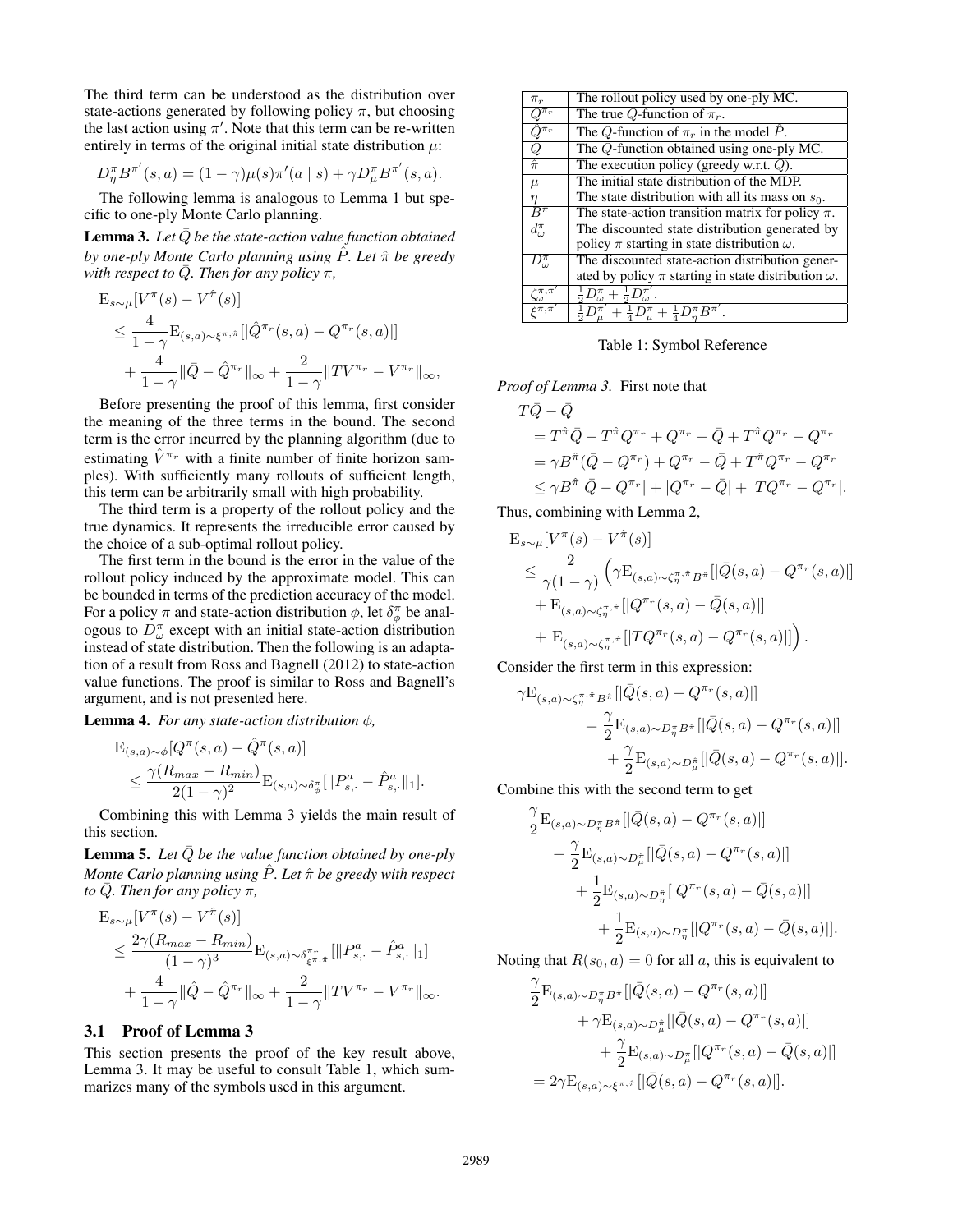The third term can be understood as the distribution over state-actions generated by following policy $\pi$, but choosing the last action using $\pi'$. Note that this term can be re-written entirely in terms of the original initial state distribution $\mu$:

$$D_\eta^\pi B^{\pi'}(s,a) = (1-\gamma)\mu(s)\pi'(a \mid s) + \gamma D_\mu^\pi B^{\pi'}(s,a).$$

The following lemma is analogous to Lemma 1 but specific to one-ply Monte Carlo planning.

**Lemma 3.** *Let $\bar{Q}$ be the state-action value function obtained by one-ply Monte Carlo planning using $\hat{P}$. Let $\hat{\pi}$ be greedy with respect to $\bar{Q}$. Then for any policy $\pi$,*

$$\begin{aligned}
&\mathrm{E}_{s\sim\mu}[V^\pi(s) - V^{\hat{\pi}}(s)] \\
&\leq \frac{4}{1-\gamma}\mathrm{E}_{(s,a)\sim\xi^{\pi,\hat{\pi}}}[|\hat{Q}^{\pi_r}(s,a) - Q^{\pi_r}(s,a)|] \\
&\quad + \frac{4}{1-\gamma}\|\bar{Q} - \hat{Q}^{\pi_r}\|_\infty + \frac{2}{1-\gamma}\|TV^{\pi_r} - V^{\pi_r}\|_\infty,
\end{aligned}$$

Before presenting the proof of this lemma, first consider the meaning of the three terms in the bound. The second term is the error incurred by the planning algorithm (due to estimating $\hat{V}^{\pi_r}$ with a finite number of finite horizon samples). With sufficiently many rollouts of sufficient length, this term can be arbitrarily small with high probability.

The third term is a property of the rollout policy and the true dynamics. It represents the irreducible error caused by the choice of a sub-optimal rollout policy.

The first term in the bound is the error in the value of the rollout policy induced by the approximate model. This can be bounded in terms of the prediction accuracy of the model. For a policy $\pi$ and state-action distribution $\phi$, let $\delta_\phi^\pi$ be analogous to $D_\omega^\pi$ except with an initial state-action distribution instead of state distribution. Then the following is an adaptation of a result from Ross and Bagnell (2012) to state-action value functions. The proof is similar to Ross and Bagnell's argument, and is not presented here.

**Lemma 4.** *For any state-action distribution $\phi$,*

$$\begin{aligned}
&\mathrm{E}_{(s,a)\sim\phi}[Q^\pi(s,a) - \hat{Q}^\pi(s,a)] \\
&\leq \frac{\gamma(R_{max} - R_{min})}{2(1-\gamma)^2}\mathrm{E}_{(s,a)\sim\delta_\phi^\pi}[\|P_{s,\cdot}^a - \hat{P}_{s,\cdot}^a\|_1].
\end{aligned}$$

Combining this with Lemma 3 yields the main result of this section.

**Lemma 5.** *Let $\bar{Q}$ be the value function obtained by one-ply Monte Carlo planning using $\hat{P}$. Let $\hat{\pi}$ be greedy with respect to $\bar{Q}$. Then for any policy $\pi$,*

$$\begin{aligned}
&\mathrm{E}_{s\sim\mu}[V^\pi(s) - V^{\hat{\pi}}(s)] \\
&\leq \frac{2\gamma(R_{max} - R_{min})}{(1-\gamma)^3}\mathrm{E}_{(s,a)\sim\delta_{\xi^{\pi,\hat{\pi}}}^{\pi_r}}[\|P_{s,\cdot}^a - \hat{P}_{s,\cdot}^a\|_1] \\
&\quad + \frac{4}{1-\gamma}\|\hat{Q} - \hat{Q}^{\pi_r}\|_\infty + \frac{2}{1-\gamma}\|TV^{\pi_r} - V^{\pi_r}\|_\infty.
\end{aligned}$$

### 3.1 Proof of Lemma 3

This section presents the proof of the key result above, Lemma 3. It may be useful to consult Table 1, which summarizes many of the symbols used in this argument.

| | |
|---|---|
| $\pi_r$ | The rollout policy used by one-ply MC. |
| $Q^{\pi_r}$ | The true $Q$-function of $\pi_r$. |
| $\hat{Q}^{\pi_r}$ | The $Q$-function of $\pi_r$ in the model $\hat{P}$. |
| $\bar{Q}$ | The $Q$-function obtained using one-ply MC. |
| $\hat{\pi}$ | The execution policy (greedy w.r.t. $\bar{Q}$). |
| $\mu$ | The initial state distribution of the MDP. |
| $\eta$ | The state distribution with all its mass on $s_0$. |
| $B^\pi$ | The state-action transition matrix for policy $\pi$. |
| $d_\omega^\pi$ | The discounted state distribution generated by policy $\pi$ starting in state distribution $\omega$. |
| $D_\omega^\pi$ | The discounted state-action distribution generated by policy $\pi$ starting in state distribution $\omega$. |
| $\zeta_\omega^{\pi,\pi'}$ | $\frac{1}{2}D_\omega^\pi + \frac{1}{2}D_\omega^{\pi'}$. |
| $\xi^{\pi,\pi'}$ | $\frac{1}{2}D_\mu^{\pi'} + \frac{1}{4}D_\mu^\pi + \frac{1}{4}D_\eta^\pi B^{\pi'}$. |

Table 1: Symbol Reference

*Proof of Lemma 3.* First note that

$$\begin{aligned}
&T\bar{Q} - \bar{Q} \\
&= T^{\hat{\pi}}\bar{Q} - T^{\hat{\pi}}Q^{\pi_r} + Q^{\pi_r} - \bar{Q} + T^{\hat{\pi}}Q^{\pi_r} - Q^{\pi_r} \\
&= \gamma B^{\hat{\pi}}(\bar{Q} - Q^{\pi_r}) + Q^{\pi_r} - \bar{Q} + T^{\hat{\pi}}Q^{\pi_r} - Q^{\pi_r} \\
&\leq \gamma B^{\hat{\pi}}|\bar{Q} - Q^{\pi_r}| + |Q^{\pi_r} - \bar{Q}| + |TQ^{\pi_r} - Q^{\pi_r}|.
\end{aligned}$$

Thus, combining with Lemma 2,

$$\begin{aligned}
&\mathrm{E}_{s\sim\mu}[V^\pi(s) - V^{\hat{\pi}}(s)] \\
&\leq \frac{2}{\gamma(1-\gamma)}\Big(\gamma\mathrm{E}_{(s,a)\sim\zeta_\eta^{\pi,\hat{\pi}}B^{\hat{\pi}}}[|\bar{Q}(s,a) - Q^{\pi_r}(s,a)|] \\
&\quad + \mathrm{E}_{(s,a)\sim\zeta_\eta^{\pi,\hat{\pi}}}[|Q^{\pi_r}(s,a) - \bar{Q}(s,a)|] \\
&\quad + \mathrm{E}_{(s,a)\sim\zeta_\eta^{\pi,\hat{\pi}}}[|TQ^{\pi_r}(s,a) - Q^{\pi_r}(s,a)|]\Big).
\end{aligned}$$

Consider the first term in this expression:

$$\begin{aligned}
\gamma\mathrm{E}_{(s,a)\sim\zeta_\eta^{\pi,\hat{\pi}}B^{\hat{\pi}}}&[|\bar{Q}(s,a) - Q^{\pi_r}(s,a)|] \\
&= \frac{\gamma}{2}\mathrm{E}_{(s,a)\sim D_\eta^\pi B^{\hat{\pi}}}[|\bar{Q}(s,a) - Q^{\pi_r}(s,a)|] \\
&\quad + \frac{\gamma}{2}\mathrm{E}_{(s,a)\sim D_\mu^{\hat{\pi}}}[|\bar{Q}(s,a) - Q^{\pi_r}(s,a)|].
\end{aligned}$$

Combine this with the second term to get

$$\begin{aligned}
&\frac{\gamma}{2}\mathrm{E}_{(s,a)\sim D_\eta^\pi B^{\hat{\pi}}}[|\bar{Q}(s,a) - Q^{\pi_r}(s,a)|] \\
&\quad + \frac{\gamma}{2}\mathrm{E}_{(s,a)\sim D_\mu^{\hat{\pi}}}[|\bar{Q}(s,a) - Q^{\pi_r}(s,a)|] \\
&\quad + \frac{1}{2}\mathrm{E}_{(s,a)\sim D_\eta^{\hat{\pi}}}[|Q^{\pi_r}(s,a) - \bar{Q}(s,a)|] \\
&\quad + \frac{1}{2}\mathrm{E}_{(s,a)\sim D_\eta^\pi}[|Q^{\pi_r}(s,a) - \bar{Q}(s,a)|].
\end{aligned}$$

Noting that $R(s_0, a) = 0$ for all $a$, this is equivalent to

$$\begin{aligned}
&\frac{\gamma}{2}\mathrm{E}_{(s,a)\sim D_\eta^\pi B^{\hat{\pi}}}[|\bar{Q}(s,a) - Q^{\pi_r}(s,a)|] \\
&\quad + \gamma\mathrm{E}_{(s,a)\sim D_\mu^{\hat{\pi}}}[|\bar{Q}(s,a) - Q^{\pi_r}(s,a)|] \\
&\quad + \frac{\gamma}{2}\mathrm{E}_{(s,a)\sim D_\mu^\pi}[|Q^{\pi_r}(s,a) - \bar{Q}(s,a)|] \\
&= 2\gamma\mathrm{E}_{(s,a)\sim\xi^{\pi,\hat{\pi}}}[|\bar{Q}(s,a) - Q^{\pi_r}(s,a)|].
\end{aligned}$$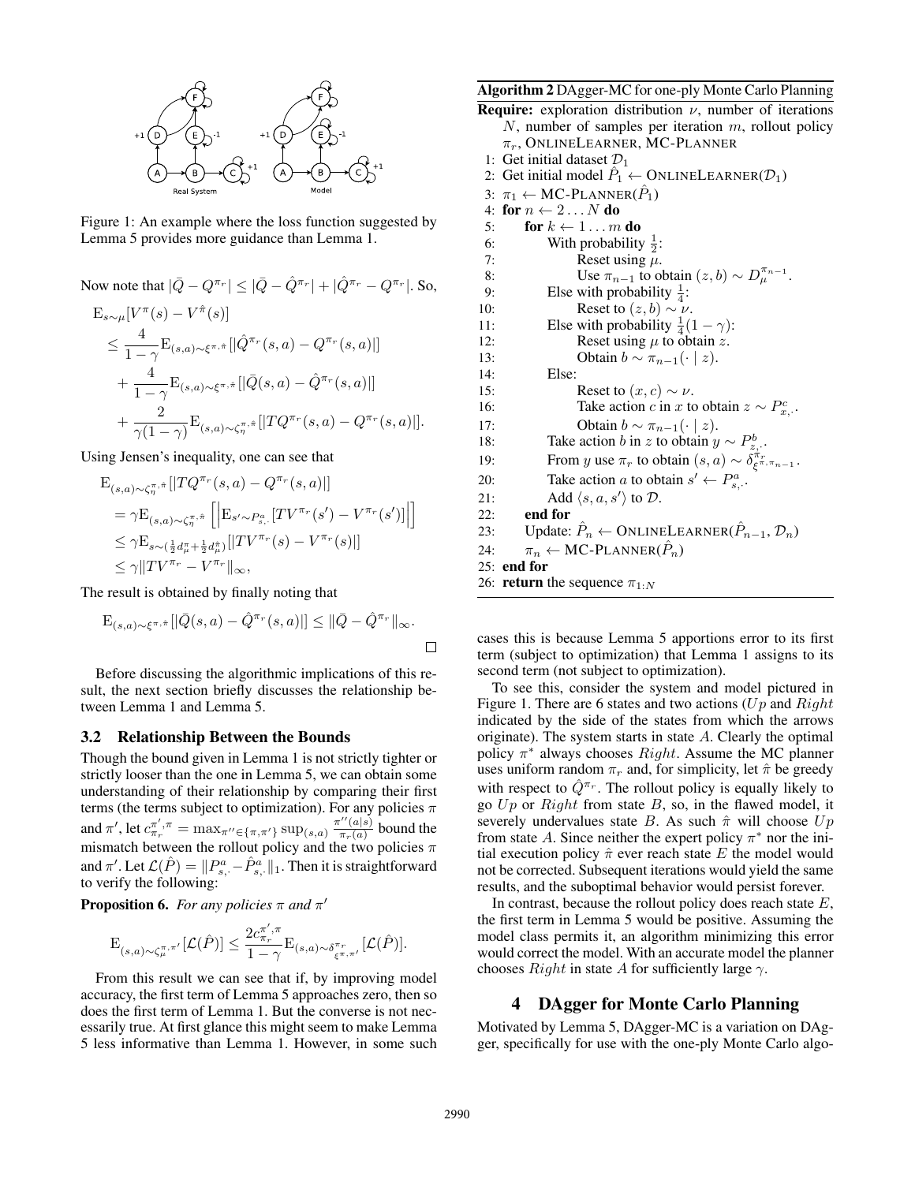Figure 1: An example where the loss function suggested by Lemma 5 provides more guidance than Lemma 1.

Now note that $|\bar{Q} - Q^{\pi_r}| \leq |\bar{Q} - \hat{Q}^{\pi_r}| + |\hat{Q}^{\pi_r} - Q^{\pi_r}|$. So,

$$
\begin{aligned}
&\mathrm{E}_{s\sim\mu}[V^{\pi}(s) - V^{\hat{\pi}}(s)] \\
&\leq \frac{4}{1-\gamma}\mathrm{E}_{(s,a)\sim\xi^{\pi,\hat{\pi}}}[|\hat{Q}^{\pi_r}(s,a) - Q^{\pi_r}(s,a)|] \\
&\quad + \frac{4}{1-\gamma}\mathrm{E}_{(s,a)\sim\xi^{\pi,\hat{\pi}}}[|\bar{Q}(s,a) - \hat{Q}^{\pi_r}(s,a)|] \\
&\quad + \frac{2}{\gamma(1-\gamma)}\mathrm{E}_{(s,a)\sim\zeta_{\eta}^{\pi,\hat{\pi}}}[|TQ^{\pi_r}(s,a) - Q^{\pi_r}(s,a)|].
\end{aligned}
$$

Using Jensen's inequality, one can see that

$$
\begin{aligned}
&\mathrm{E}_{(s,a)\sim\zeta_{\eta}^{\pi,\hat{\pi}}}[|TQ^{\pi_r}(s,a) - Q^{\pi_r}(s,a)|] \\
&= \gamma\mathrm{E}_{(s,a)\sim\zeta_{\eta}^{\pi,\hat{\pi}}}\left[\left|\mathrm{E}_{s'\sim P_{s,\cdot}^{a}}[TV^{\pi_r}(s') - V^{\pi_r}(s')]\right|\right] \\
&\leq \gamma\mathrm{E}_{s\sim(\frac{1}{2}d_{\mu}^{\pi} + \frac{1}{2}d_{\mu}^{\hat{\pi}})}[|TV^{\pi_r}(s) - V^{\pi_r}(s)|] \\
&\leq \gamma\|TV^{\pi_r} - V^{\pi_r}\|_{\infty},
\end{aligned}
$$

The result is obtained by finally noting that

$$
\mathrm{E}_{(s,a)\sim\xi^{\pi,\hat{\pi}}}[|\bar{Q}(s,a) - \hat{Q}^{\pi_r}(s,a)|] \leq \|\bar{Q} - \hat{Q}^{\pi_r}\|_{\infty}.
$$

□

Before discussing the algorithmic implications of this result, the next section briefly discusses the relationship between Lemma 1 and Lemma 5.

### 3.2 Relationship Between the Bounds

Though the bound given in Lemma 1 is not strictly tighter or strictly looser than the one in Lemma 5, we can obtain some understanding of their relationship by comparing their first terms (the terms subject to optimization). For any policies $\pi$ and $\pi'$, let $c_{\pi_r}^{\pi',\pi} = \max_{\pi''\in\{\pi,\pi'\}} \sup_{(s,a)} \frac{\pi''(a|s)}{\pi_r(a)}$ bound the mismatch between the rollout policy and the two policies $\pi$ and $\pi'$. Let $\mathcal{L}(\hat{P}) = \|P_{s,\cdot}^{a} - \hat{P}_{s,\cdot}^{a}\|_1$. Then it is straightforward to verify the following:

**Proposition 6.** *For any policies $\pi$ and $\pi'$*

$$
\mathrm{E}_{(s,a)\sim\zeta_{\mu}^{\pi,\pi'}}[\mathcal{L}(\hat{P})] \leq \frac{2c_{\pi_r}^{\pi',\pi}}{1-\gamma}\mathrm{E}_{(s,a)\sim\delta_{\xi^{\pi,\pi'}}^{\pi_r}}[\mathcal{L}(\hat{P})].
$$

From this result we can see that if, by improving model accuracy, the first term of Lemma 5 approaches zero, then so does the first term of Lemma 1. But the converse is not necessarily true. At first glance this might seem to make Lemma 5 less informative than Lemma 1. However, in some such cases this is because Lemma 5 apportions error to its first term (subject to optimization) that Lemma 1 assigns to its second term (not subject to optimization).

To see this, consider the system and model pictured in Figure 1. There are 6 states and two actions ($Up$ and $Right$ indicated by the side of the states from which the arrows originate). The system starts in state $A$. Clearly the optimal policy $\pi^*$ always chooses $Right$. Assume the MC planner uses uniform random $\pi_r$ and, for simplicity, let $\hat{\pi}$ be greedy with respect to $\hat{Q}^{\pi_r}$. The rollout policy is equally likely to go $Up$ or $Right$ from state $B$, so, in the flawed model, it severely undervalues state $B$. As such $\hat{\pi}$ will choose $Up$ from state $A$. Since neither the expert policy $\pi^*$ nor the initial execution policy $\hat{\pi}$ ever reach state $E$ the model would not be corrected. Subsequent iterations would yield the same results, and the suboptimal behavior would persist forever.

In contrast, because the rollout policy does reach state $E$, the first term in Lemma 5 would be positive. Assuming the model class permits it, an algorithm minimizing this error would correct the model. With an accurate model the planner chooses $Right$ in state $A$ for sufficiently large $\gamma$.

**Algorithm 2** DAgger-MC for one-ply Monte Carlo Planning

**Require:** exploration distribution $\nu$, number of iterations $N$, number of samples per iteration $m$, rollout policy $\pi_r$, ONLINELEARNER, MC-PLANNER

```
1: Get initial dataset D_1
2: Get initial model P̂_1 ← ONLINELEARNER(D_1)
3: π_1 ← MC-PLANNER(P̂_1)
4: for n ← 2...N do
5:     for k ← 1...m do
6:         With probability 1/2:
7:             Reset using μ.
8:             Use π_{n-1} to obtain (z,b) ~ D_μ^{π_{n-1}}.
9:         Else with probability 1/4:
10:            Reset to (z,b) ~ ν.
11:        Else with probability 1/4(1-γ):
12:            Reset using μ to obtain z.
13:            Obtain b ~ π_{n-1}(· | z).
14:        Else:
15:            Reset to (x,c) ~ ν.
16:            Take action c in x to obtain z ~ P^c_{x,·}.
17:            Obtain b ~ π_{n-1}(· | z).
18:        Take action b in z to obtain y ~ P^b_{z,·}.
19:        From y use π_r to obtain (s,a) ~ δ^{π_r}_{ξ^{π,π_{n-1}}}.
20:        Take action a to obtain s' ← P^a_{s,·}.
21:        Add ⟨s,a,s'⟩ to D.
22:    end for
23:    Update: P̂_n ← ONLINELEARNER(P̂_{n-1}, D_n)
24:    π_n ← MC-PLANNER(P̂_n)
25: end for
26: return the sequence π_{1:N}
```

## 4 DAgger for Monte Carlo Planning

Motivated by Lemma 5, DAgger-MC is a variation on DAgger, specifically for use with the one-ply Monte Carlo algo-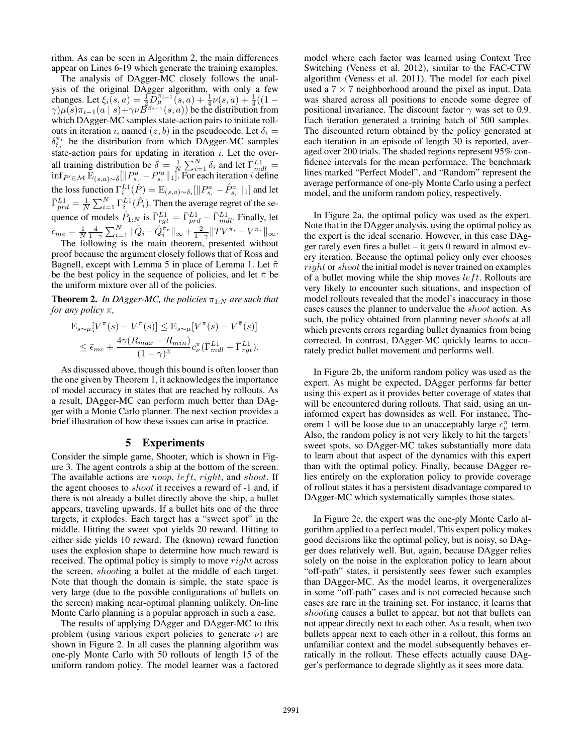rithm. As can be seen in Algorithm 2, the main differences appear on Lines 6-19 which generate the training examples.

The analysis of DAgger-MC closely follows the analysis of the original DAgger algorithm, with only a few changes. Let $\xi_i(s,a) = \frac{1}{2}D_\mu^{\pi_{i-1}}(s,a) + \frac{1}{4}\nu(s,a) + \frac{1}{4}((1-\gamma)\mu(s)\pi_{i-1}(a \mid s) + \gamma\nu B^{\pi_{i-1}}(s,a))$ be the distribution from which DAgger-MC samples state-action pairs to initiate rollouts in iteration $i$, named $(z,b)$ in the pseudocode. Let $\delta_i = \delta_{\xi_i}^{\pi_r}$ be the distribution from which DAgger-MC samples state-action pairs for updating in iteration $i$. Let the overall training distribution be $\bar{\delta} = \frac{1}{N}\sum_{i=1}^N \delta_i$ and let $\bar{\Gamma}_{mdl}^{L1} = \inf_{P' \in \mathcal{M}} \mathrm{E}_{(s,a)\sim\bar{\delta}}[\|P_{s,\cdot}^a - P_{s,\cdot}'^a\|_1]$. For each iteration $i$ define the loss function $\Gamma_i^{L1}(\hat{P}) = \mathrm{E}_{(s,a)\sim\delta_i}[\|P_{s,\cdot}^a - \hat{P}_{s,\cdot}^a\|_1]$ and let $\bar{\Gamma}_{prd}^{L1} = \frac{1}{N}\sum_{i=1}^N \Gamma_i^{L1}(\hat{P}_i)$. Then the average regret of the sequence of models $\hat{P}_{1:N}$ is $\bar{\Gamma}_{rgt}^{L1} = \bar{\Gamma}_{prd}^{L1} - \bar{\Gamma}_{mdl}^{L1}$. Finally, let $\bar{\epsilon}_{mc} = \frac{1}{N}\frac{4}{1-\gamma}\sum_{i=1}^N \|\hat{Q}_i - \hat{Q}_i^{\pi_r}\|_\infty + \frac{2}{1-\gamma}\|TV^{\pi_r} - V^{\pi_r}\|_\infty$.

The following is the main theorem, presented without proof because the argument closely follows that of Ross and Bagnell, except with Lemma 5 in place of Lemma 1. Let $\tilde{\pi}$ be the best policy in the sequence of policies, and let $\bar{\pi}$ be the uniform mixture over all of the policies.

**Theorem 2.** *In DAgger-MC, the policies $\pi_{1:N}$ are such that for any policy $\pi$,*

$$\mathrm{E}_{s\sim\mu}[V^\pi(s) - V^{\tilde{\pi}}(s)] \le \mathrm{E}_{s\sim\mu}[V^\pi(s) - V^{\bar{\pi}}(s)]$$
$$\le \bar{\epsilon}_{mc} + \frac{4\gamma(R_{max} - R_{min})}{(1-\gamma)^3} c_\nu^\pi(\bar{\Gamma}_{mdl}^{L1} + \bar{\Gamma}_{rgt}^{L1}).$$

As discussed above, though this bound is often looser than the one given by Theorem 1, it acknowledges the importance of model accuracy in states that are reached by rollouts. As a result, DAgger-MC can perform much better than DAgger with a Monte Carlo planner. The next section provides a brief illustration of how these issues can arise in practice.

## 5 Experiments

Consider the simple game, Shooter, which is shown in Figure 3. The agent controls a ship at the bottom of the screen. The available actions are *noop*, *left*, *right*, and *shoot*. If the agent chooses to *shoot* it receives a reward of -1 and, if there is not already a bullet directly above the ship, a bullet appears, traveling upwards. If a bullet hits one of the three targets, it explodes. Each target has a "sweet spot" in the middle. Hitting the sweet spot yields 20 reward. Hitting to either side yields 10 reward. The (known) reward function uses the explosion shape to determine how much reward is received. The optimal policy is simply to move *right* across the screen, *shoot*ing a bullet at the middle of each target. Note that though the domain is simple, the state space is very large (due to the possible configurations of bullets on the screen) making near-optimal planning unlikely. On-line Monte Carlo planning is a popular approach in such a case.

The results of applying DAgger and DAgger-MC to this problem (using various expert policies to generate $\nu$) are shown in Figure 2. In all cases the planning algorithm was one-ply Monte Carlo with 50 rollouts of length 15 of the uniform random policy. The model learner was a factored model where each factor was learned using Context Tree Switching (Veness et al. 2012), similar to the FAC-CTW algorithm (Veness et al. 2011). The model for each pixel used a $7 \times 7$ neighborhood around the pixel as input. Data was shared across all positions to encode some degree of positional invariance. The discount factor $\gamma$ was set to 0.9. Each iteration generated a training batch of 500 samples. The discounted return obtained by the policy generated at each iteration in an episode of length 30 is reported, averaged over 200 trials. The shaded regions represent 95% confidence intervals for the mean performace. The benchmark lines marked "Perfect Model", and "Random" represent the average performance of one-ply Monte Carlo using a perfect model, and the uniform random policy, respectively.

In Figure 2a, the optimal policy was used as the expert. Note that in the DAgger analysis, using the optimal policy as the expert is the ideal scenario. However, in this case DAgger rarely even fires a bullet – it gets 0 reward in almost every iteration. Because the optimal policy only ever chooses *right* or *shoot* the initial model is never trained on examples of a bullet moving while the ship moves *left*. Rollouts are very likely to encounter such situations, and inspection of model rollouts revealed that the model's inaccuracy in those cases causes the planner to undervalue the *shoot* action. As such, the policy obtained from planning never *shoot*s at all which prevents errors regarding bullet dynamics from being corrected. In contrast, DAgger-MC quickly learns to accurately predict bullet movement and performs well.

In Figure 2b, the uniform random policy was used as the expert. As might be expected, DAgger performs far better using this expert as it provides better coverage of states that will be encountered during rollouts. That said, using an uninformed expert has downsides as well. For instance, Theorem 1 will be loose due to an unacceptably large $c_\nu^\pi$ term. Also, the random policy is not very likely to hit the targets' sweet spots, so DAgger-MC takes substantially more data to learn about that aspect of the dynamics with this expert than with the optimal policy. Finally, because DAgger relies entirely on the exploration policy to provide coverage of rollout states it has a persistent disadvantage compared to DAgger-MC which systematically samples those states.

In Figure 2c, the expert was the one-ply Monte Carlo algorithm applied to a perfect model. This expert policy makes good decisions like the optimal policy, but is noisy, so DAgger does relatively well. But, again, because DAgger relies solely on the noise in the exploration policy to learn about "off-path" states, it persistently sees fewer such examples than DAgger-MC. As the model learns, it overgeneralizes in some "off-path" cases and is not corrected because such cases are rare in the training set. For instance, it learns that *shoot*ing causes a bullet to appear, but not that bullets can not appear directly next to each other. As a result, when two bullets appear next to each other in a rollout, this forms an unfamiliar context and the model subsequently behaves erratically in the rollout. These effects actually cause DAgger's performance to degrade slightly as it sees more data.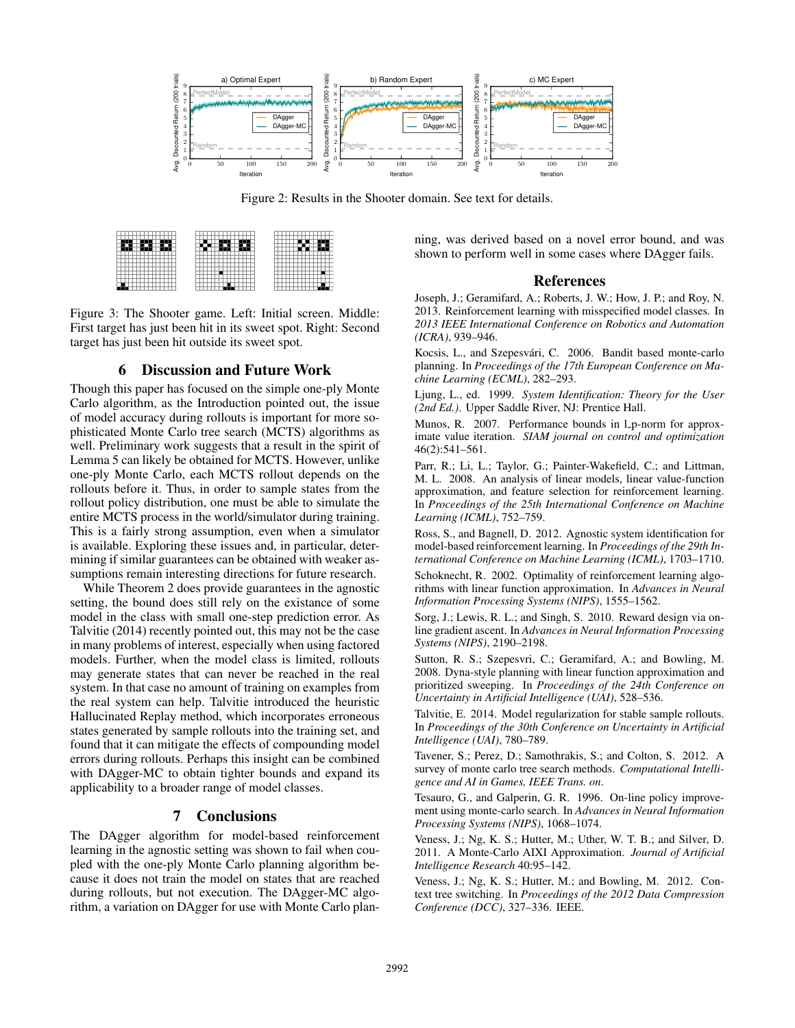a) Optimal Expert

Avg. Discounted Return (200 trials)

PerfectModel

Random

DAgger

DAgger-MC

Iteration

0 50 100 150 200

0 1 2 3 4 5 6 7 8 9

b) Random Expert

Avg. Discounted Return (200 trials)

PerfectModel

Random

DAgger

DAgger-MC

Iteration

0 50 100 150 200

0 1 2 3 4 5 6 7 8 9

c) MC Expert

Avg. Discounted Return (200 trials)

PerfectModel

Random

DAgger

DAgger-MC

Iteration

0 50 100 150 200

0 1 2 3 4 5 6 7 8 9

Figure 2: Results in the Shooter domain. See text for details.

Figure 3: The Shooter game. Left: Initial screen. Middle: First target has just been hit in its sweet spot. Right: Second target has just been hit outside its sweet spot.

## 6 Discussion and Future Work

Though this paper has focused on the simple one-ply Monte Carlo algorithm, as the Introduction pointed out, the issue of model accuracy during rollouts is important for more sophisticated Monte Carlo tree search (MCTS) algorithms as well. Preliminary work suggests that a result in the spirit of Lemma 5 can likely be obtained for MCTS. However, unlike one-ply Monte Carlo, each MCTS rollout depends on the rollouts before it. Thus, in order to sample states from the rollout policy distribution, one must be able to simulate the entire MCTS process in the world/simulator during training. This is a fairly strong assumption, even when a simulator is available. Exploring these issues and, in particular, determining if similar guarantees can be obtained with weaker assumptions remain interesting directions for future research.

While Theorem 2 does provide guarantees in the agnostic setting, the bound does still rely on the existance of some model in the class with small one-step prediction error. As Talvitie (2014) recently pointed out, this may not be the case in many problems of interest, especially when using factored models. Further, when the model class is limited, rollouts may generate states that can never be reached in the real system. In that case no amount of training on examples from the real system can help. Talvitie introduced the heuristic Hallucinated Replay method, which incorporates erroneous states generated by sample rollouts into the training set, and found that it can mitigate the effects of compounding model errors during rollouts. Perhaps this insight can be combined with DAgger-MC to obtain tighter bounds and expand its applicability to a broader range of model classes.

## 7 Conclusions

The DAgger algorithm for model-based reinforcement learning in the agnostic setting was shown to fail when coupled with the one-ply Monte Carlo planning algorithm because it does not train the model on states that are reached during rollouts, but not execution. The DAgger-MC algorithm, a variation on DAgger for use with Monte Carlo planning, was derived based on a novel error bound, and was shown to perform well in some cases where DAgger fails.

## References

Joseph, J.; Geramifard, A.; Roberts, J. W.; How, J. P.; and Roy, N. 2013. Reinforcement learning with misspecified model classes. In *2013 IEEE International Conference on Robotics and Automation (ICRA)*, 939–946.

Kocsis, L., and Szepesvári, C. 2006. Bandit based monte-carlo planning. In *Proceedings of the 17th European Conference on Machine Learning (ECML)*, 282–293.

Ljung, L., ed. 1999. *System Identification: Theory for the User (2nd Ed.)*. Upper Saddle River, NJ: Prentice Hall.

Munos, R. 2007. Performance bounds in l_p-norm for approximate value iteration. *SIAM journal on control and optimization* 46(2):541–561.

Parr, R.; Li, L.; Taylor, G.; Painter-Wakefield, C.; and Littman, M. L. 2008. An analysis of linear models, linear value-function approximation, and feature selection for reinforcement learning. In *Proceedings of the 25th International Conference on Machine Learning (ICML)*, 752–759.

Ross, S., and Bagnell, D. 2012. Agnostic system identification for model-based reinforcement learning. In *Proceedings of the 29th International Conference on Machine Learning (ICML)*, 1703–1710.

Schoknecht, R. 2002. Optimality of reinforcement learning algorithms with linear function approximation. In *Advances in Neural Information Processing Systems (NIPS)*, 1555–1562.

Sorg, J.; Lewis, R. L.; and Singh, S. 2010. Reward design via online gradient ascent. In *Advances in Neural Information Processing Systems (NIPS)*, 2190–2198.

Sutton, R. S.; Szepesvri, C.; Geramifard, A.; and Bowling, M. 2008. Dyna-style planning with linear function approximation and prioritized sweeping. In *Proceedings of the 24th Conference on Uncertainty in Artificial Intelligence (UAI)*, 528–536.

Talvitie, E. 2014. Model regularization for stable sample rollouts. In *Proceedings of the 30th Conference on Uncertainty in Artificial Intelligence (UAI)*, 780–789.

Tavener, S.; Perez, D.; Samothrakis, S.; and Colton, S. 2012. A survey of monte carlo tree search methods. *Computational Intelligence and AI in Games, IEEE Trans. on*.

Tesauro, G., and Galperin, G. R. 1996. On-line policy improvement using monte-carlo search. In *Advances in Neural Information Processing Systems (NIPS)*, 1068–1074.

Veness, J.; Ng, K. S.; Hutter, M.; Uther, W. T. B.; and Silver, D. 2011. A Monte-Carlo AIXI Approximation. *Journal of Artificial Intelligence Research* 40:95–142.

Veness, J.; Ng, K. S.; Hutter, M.; and Bowling, M. 2012. Context tree switching. In *Proceedings of the 2012 Data Compression Conference (DCC)*, 327–336. IEEE.